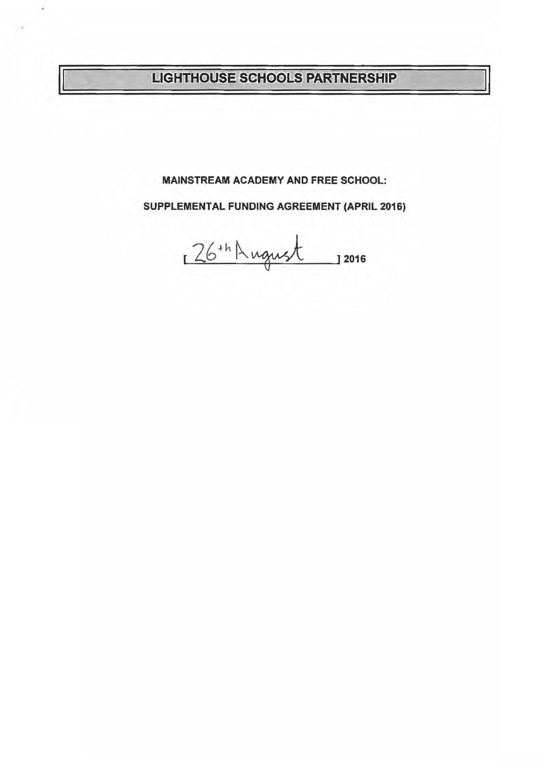# LIGHTHOUSE SCHOOLS PARTNERSHIP

**MAINSTREAM ACADEMY AND FREE SCHOOL:**

**SUPPLEMENTAL FUNDING AGREEMENT (APRIL 2016)**

[26th August] 2016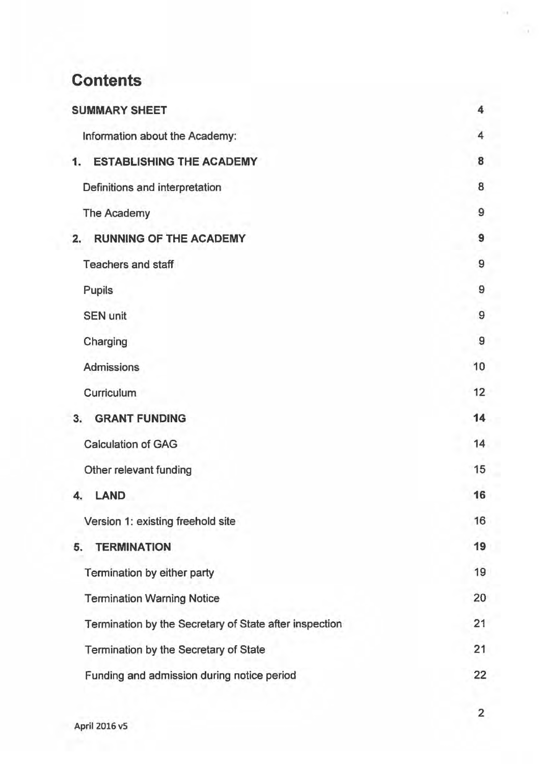# Contents

| | |
|---|---|
| **SUMMARY SHEET** | **4** |
| Information about the Academy: | 4 |
| **1. ESTABLISHING THE ACADEMY** | **8** |
| Definitions and interpretation | 8 |
| The Academy | 9 |
| **2. RUNNING OF THE ACADEMY** | **9** |
| Teachers and staff | 9 |
| Pupils | 9 |
| SEN unit | 9 |
| Charging | 9 |
| Admissions | 10 |
| Curriculum | 12 |
| **3. GRANT FUNDING** | **14** |
| Calculation of GAG | 14 |
| Other relevant funding | 15 |
| **4. LAND** | **16** |
| Version 1: existing freehold site | 16 |
| **5. TERMINATION** | **19** |
| Termination by either party | 19 |
| Termination Warning Notice | 20 |
| Termination by the Secretary of State after inspection | 21 |
| Termination by the Secretary of State | 21 |
| Funding and admission during notice period | 22 |

April 2016 v5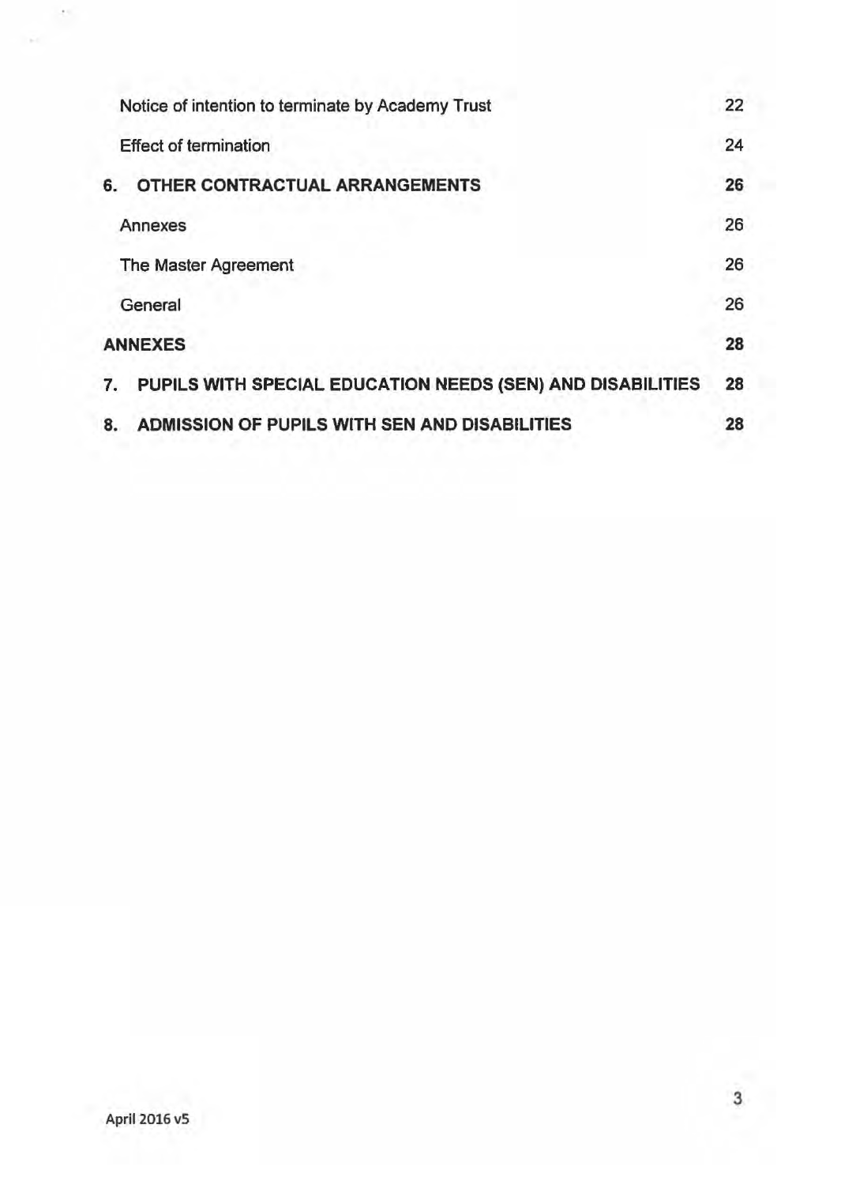| | |
|---|---|
| Notice of intention to terminate by Academy Trust | 22 |
| Effect of termination | 24 |
| **6. OTHER CONTRACTUAL ARRANGEMENTS** | **26** |
| Annexes | 26 |
| The Master Agreement | 26 |
| General | 26 |
| **ANNEXES** | **28** |
| **7. PUPILS WITH SPECIAL EDUCATION NEEDS (SEN) AND DISABILITIES** | **28** |
| **8. ADMISSION OF PUPILS WITH SEN AND DISABILITIES** | **28** |

April 2016 v5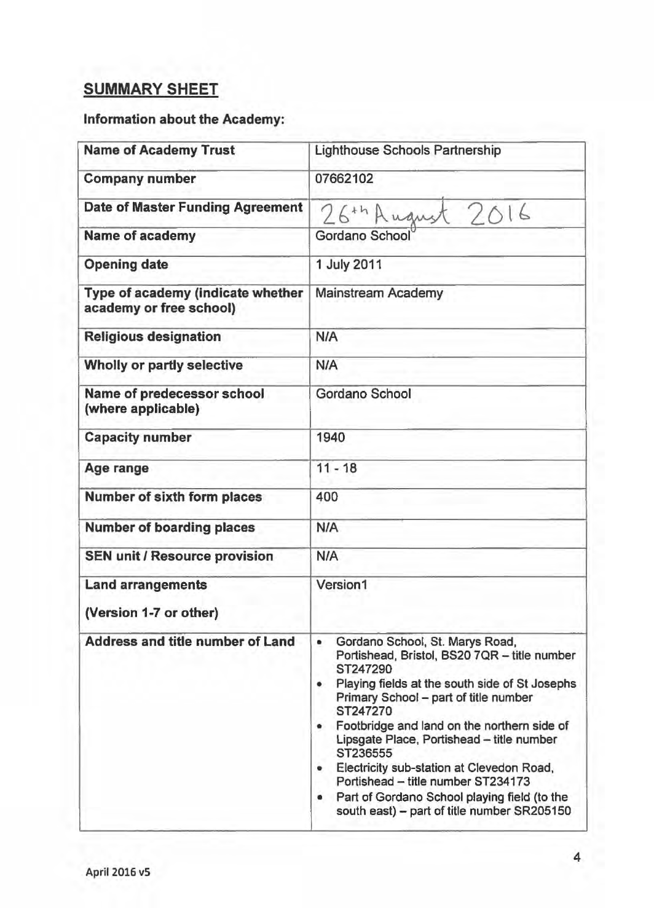## SUMMARY SHEET

### Information about the Academy:

| Name of Academy Trust | Lighthouse Schools Partnership |
|---|---|
| Company number | 07662102 |
| Date of Master Funding Agreement | 26th August 2016 |
| Name of academy | Gordano School |
| Opening date | 1 July 2011 |
| Type of academy (indicate whether academy or free school) | Mainstream Academy |
| Religious designation | N/A |
| Wholly or partly selective | N/A |
| Name of predecessor school (where applicable) | Gordano School |
| Capacity number | 1940 |
| Age range | 11 - 18 |
| Number of sixth form places | 400 |
| Number of boarding places | N/A |
| SEN unit / Resource provision | N/A |
| Land arrangements<br><br>(Version 1-7 or other) | Version1 |
| Address and title number of Land | • Gordano School, St. Marys Road, Portishead, Bristol, BS20 7QR – title number ST247290<br>• Playing fields at the south side of St Josephs Primary School – part of title number ST247270<br>• Footbridge and land on the northern side of Lipsgate Place, Portishead – title number ST236555<br>• Electricity sub-station at Clevedon Road, Portishead – title number ST234173<br>• Part of Gordano School playing field (to the south east) – part of title number SR205150 |

April 2016 v5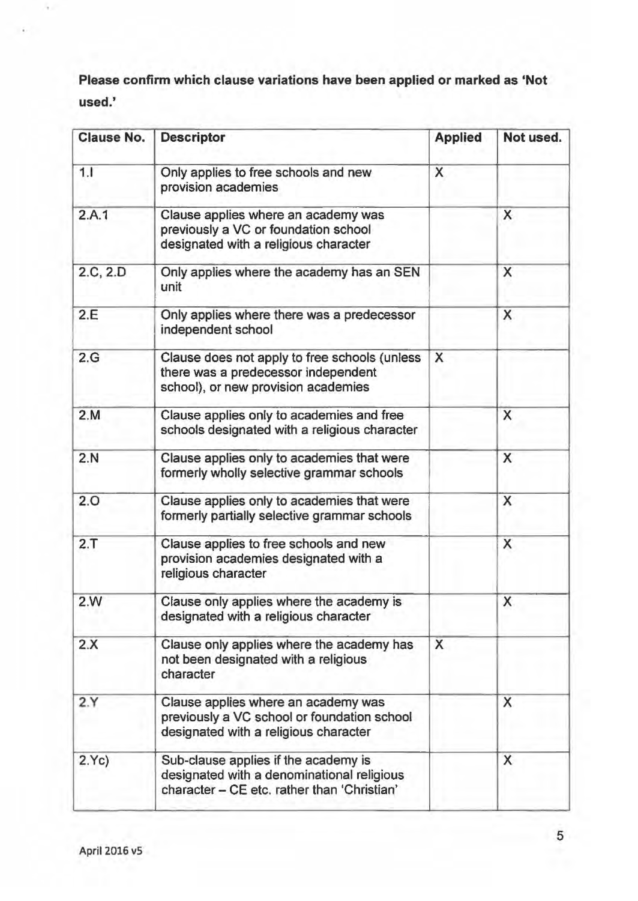**Please confirm which clause variations have been applied or marked as 'Not used.'**

| Clause No. | Descriptor | Applied | Not used. |
|---|---|---|---|
| 1.I | Only applies to free schools and new provision academies | X | |
| 2.A.1 | Clause applies where an academy was previously a VC or foundation school designated with a religious character | | X |
| 2.C, 2.D | Only applies where the academy has an SEN unit | | X |
| 2.E | Only applies where there was a predecessor independent school | | X |
| 2.G | Clause does not apply to free schools (unless there was a predecessor independent school), or new provision academies | X | |
| 2.M | Clause applies only to academies and free schools designated with a religious character | | X |
| 2.N | Clause applies only to academies that were formerly wholly selective grammar schools | | X |
| 2.O | Clause applies only to academies that were formerly partially selective grammar schools | | X |
| 2.T | Clause applies to free schools and new provision academies designated with a religious character | | X |
| 2.W | Clause only applies where the academy is designated with a religious character | | X |
| 2.X | Clause only applies where the academy has not been designated with a religious character | X | |
| 2.Y | Clause applies where an academy was previously a VC school or foundation school designated with a religious character | | X |
| 2.Yc) | Sub-clause applies if the academy is designated with a denominational religious character – CE etc. rather than 'Christian' | | X |

April 2016 v5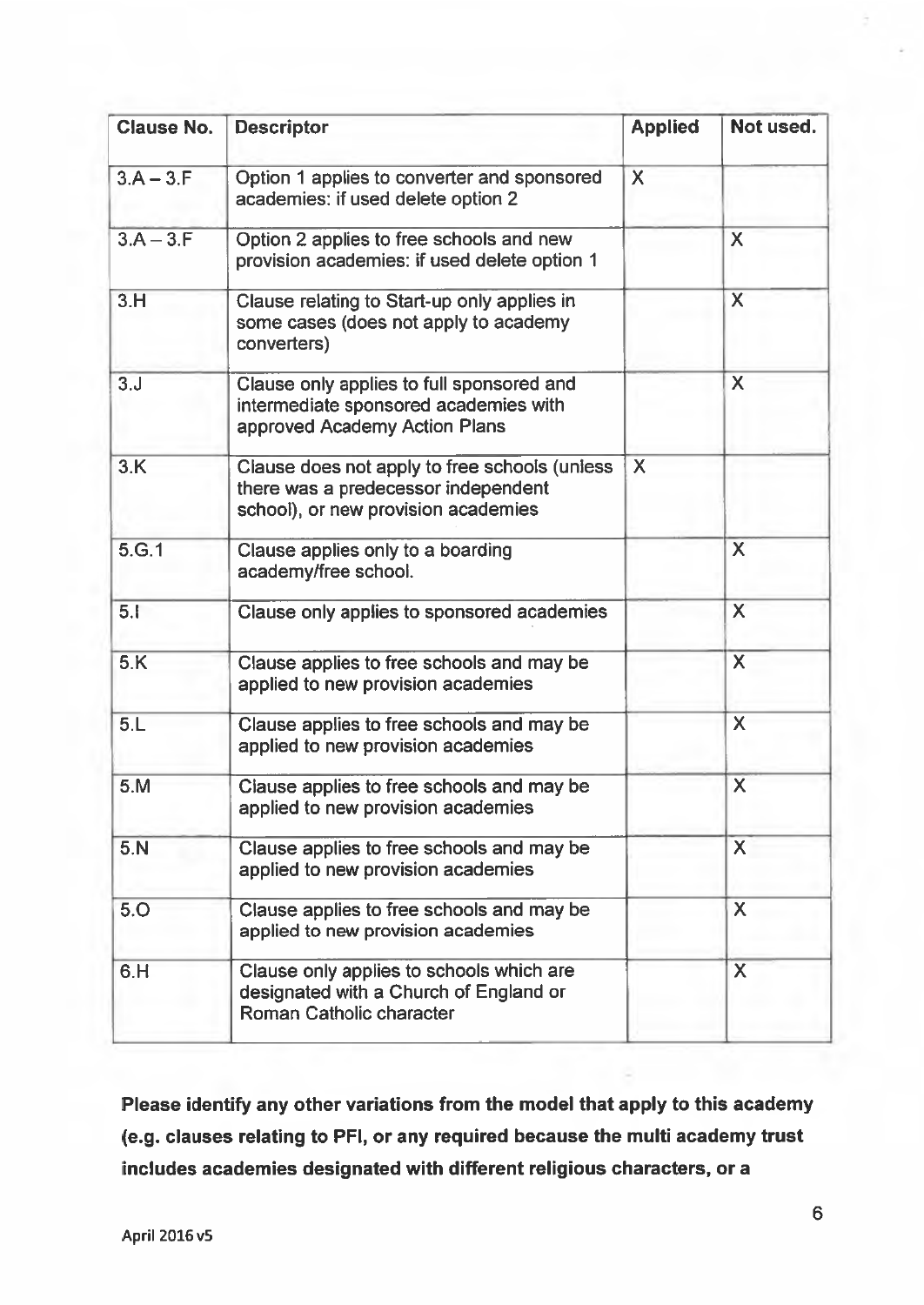| Clause No. | Descriptor | Applied | Not used. |
|---|---|---|---|
| 3.A – 3.F | Option 1 applies to converter and sponsored academies: if used delete option 2 | X | |
| 3.A – 3.F | Option 2 applies to free schools and new provision academies: if used delete option 1 | | X |
| 3.H | Clause relating to Start-up only applies in some cases (does not apply to academy converters) | | X |
| 3.J | Clause only applies to full sponsored and intermediate sponsored academies with approved Academy Action Plans | | X |
| 3.K | Clause does not apply to free schools (unless there was a predecessor independent school), or new provision academies | X | |
| 5.G.1 | Clause applies only to a boarding academy/free school. | | X |
| 5.I | Clause only applies to sponsored academies | | X |
| 5.K | Clause applies to free schools and may be applied to new provision academies | | X |
| 5.L | Clause applies to free schools and may be applied to new provision academies | | X |
| 5.M | Clause applies to free schools and may be applied to new provision academies | | X |
| 5.N | Clause applies to free schools and may be applied to new provision academies | | X |
| 5.O | Clause applies to free schools and may be applied to new provision academies | | X |
| 6.H | Clause only applies to schools which are designated with a Church of England or Roman Catholic character | | X |

**Please identify any other variations from the model that apply to this academy (e.g. clauses relating to PFI, or any required because the multi academy trust includes academies designated with different religious characters, or a**

April 2016 v5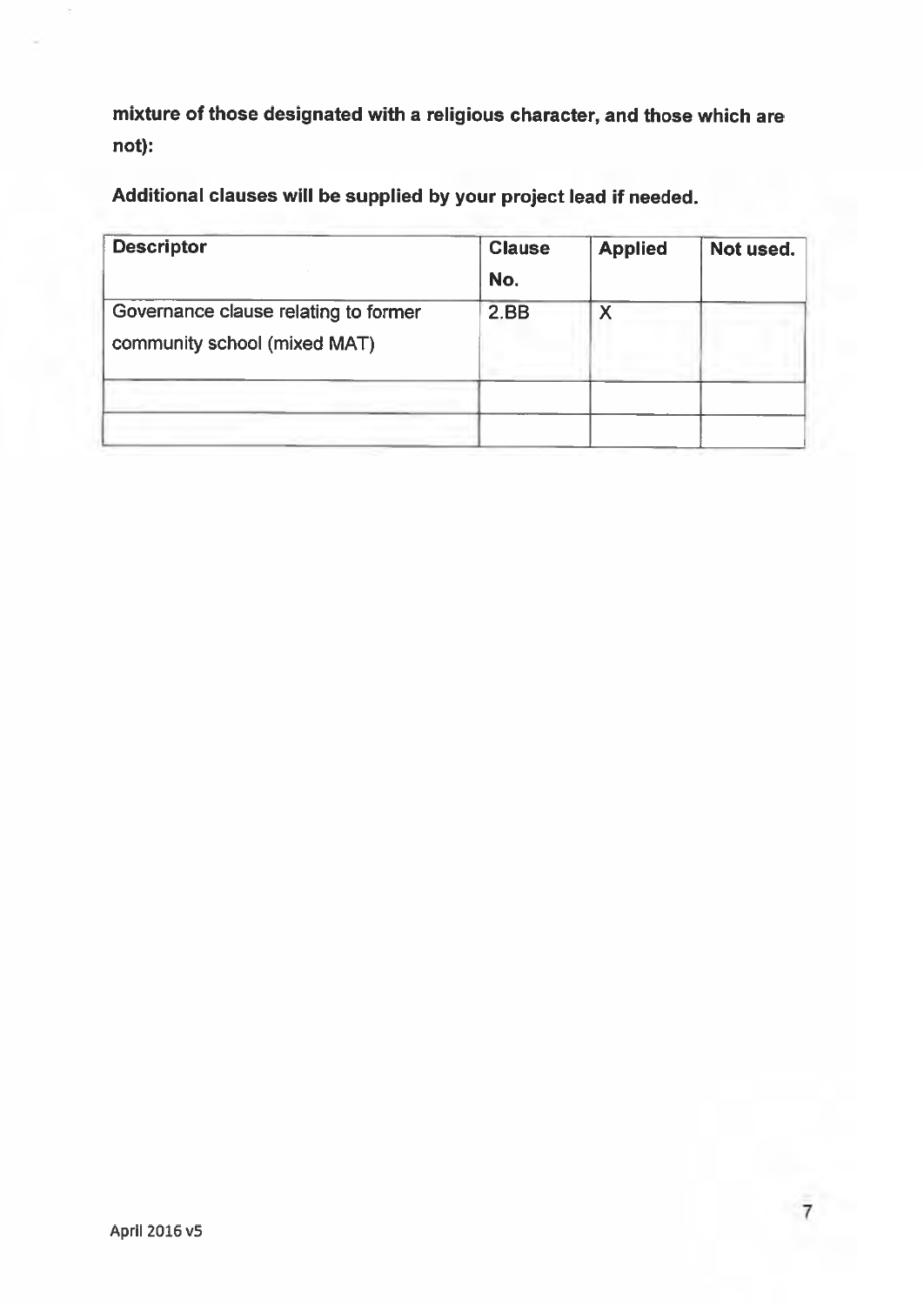**mixture of those designated with a religious character, and those which are not):**

**Additional clauses will be supplied by your project lead if needed.**

| Descriptor | Clause No. | Applied | Not used. |
|---|---|---|---|
| Governance clause relating to former community school (mixed MAT) | 2.BB | X | |
| | | | |
| | | | |

April 2016 v5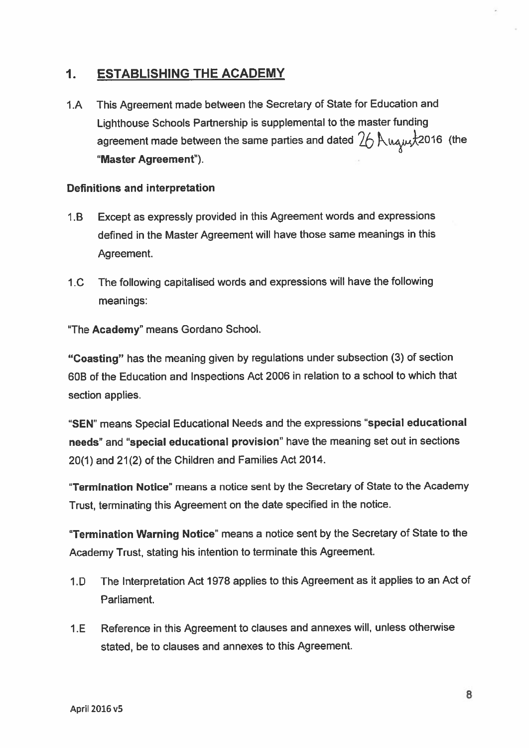## 1. ESTABLISHING THE ACADEMY

1.A This Agreement made between the Secretary of State for Education and Lighthouse Schools Partnership is supplemental to the master funding agreement made between the same parties and dated 26 August 2016 (the "**Master Agreement**").

### Definitions and interpretation

1.B Except as expressly provided in this Agreement words and expressions defined in the Master Agreement will have those same meanings in this Agreement.

1.C The following capitalised words and expressions will have the following meanings:

"The **Academy**" means Gordano School.

"**Coasting**" has the meaning given by regulations under subsection (3) of section 60B of the Education and Inspections Act 2006 in relation to a school to which that section applies.

"**SEN**" means Special Educational Needs and the expressions "**special educational needs**" and "**special educational provision**" have the meaning set out in sections 20(1) and 21(2) of the Children and Families Act 2014.

"**Termination Notice**" means a notice sent by the Secretary of State to the Academy Trust, terminating this Agreement on the date specified in the notice.

"**Termination Warning Notice**" means a notice sent by the Secretary of State to the Academy Trust, stating his intention to terminate this Agreement.

1.D The Interpretation Act 1978 applies to this Agreement as it applies to an Act of Parliament.

1.E Reference in this Agreement to clauses and annexes will, unless otherwise stated, be to clauses and annexes to this Agreement.

April 2016 v5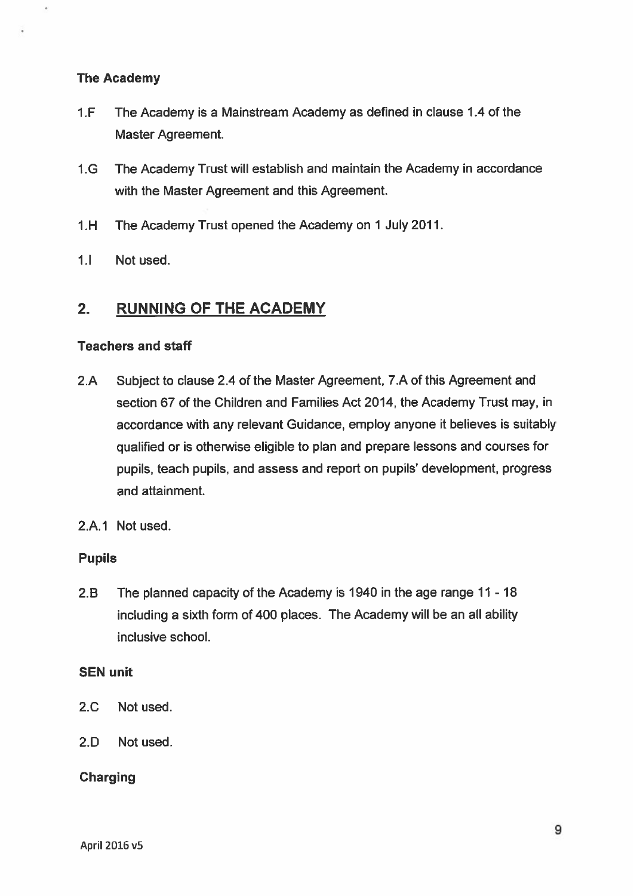**The Academy**

1.F The Academy is a Mainstream Academy as defined in clause 1.4 of the Master Agreement.

1.G The Academy Trust will establish and maintain the Academy in accordance with the Master Agreement and this Agreement.

1.H The Academy Trust opened the Academy on 1 July 2011.

1.I Not used.

## 2. RUNNING OF THE ACADEMY

**Teachers and staff**

2.A Subject to clause 2.4 of the Master Agreement, 7.A of this Agreement and section 67 of the Children and Families Act 2014, the Academy Trust may, in accordance with any relevant Guidance, employ anyone it believes is suitably qualified or is otherwise eligible to plan and prepare lessons and courses for pupils, teach pupils, and assess and report on pupils' development, progress and attainment.

2.A.1 Not used.

**Pupils**

2.B The planned capacity of the Academy is 1940 in the age range 11 - 18 including a sixth form of 400 places. The Academy will be an all ability inclusive school.

**SEN unit**

2.C Not used.

2.D Not used.

**Charging**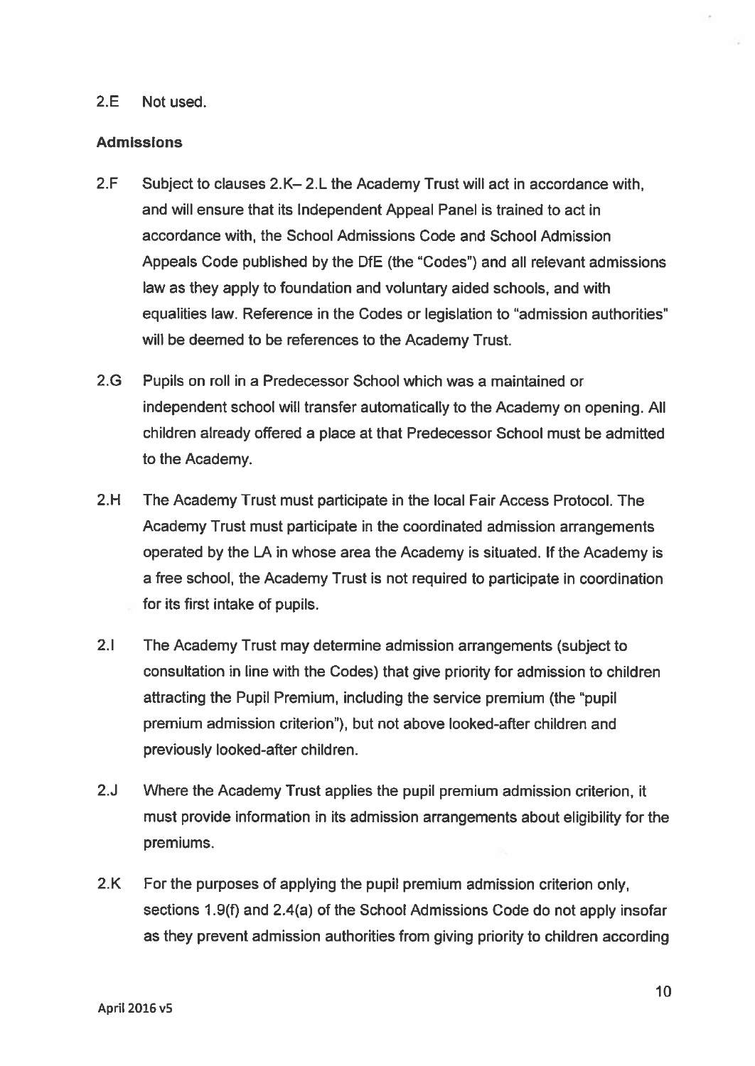2.E Not used.

**Admissions**

2.F Subject to clauses 2.K– 2.L the Academy Trust will act in accordance with, and will ensure that its Independent Appeal Panel is trained to act in accordance with, the School Admissions Code and School Admission Appeals Code published by the DfE (the "Codes") and all relevant admissions law as they apply to foundation and voluntary aided schools, and with equalities law. Reference in the Codes or legislation to "admission authorities" will be deemed to be references to the Academy Trust.

2.G Pupils on roll in a Predecessor School which was a maintained or independent school will transfer automatically to the Academy on opening. All children already offered a place at that Predecessor School must be admitted to the Academy.

2.H The Academy Trust must participate in the local Fair Access Protocol. The Academy Trust must participate in the coordinated admission arrangements operated by the LA in whose area the Academy is situated. If the Academy is a free school, the Academy Trust is not required to participate in coordination for its first intake of pupils.

2.I The Academy Trust may determine admission arrangements (subject to consultation in line with the Codes) that give priority for admission to children attracting the Pupil Premium, including the service premium (the "pupil premium admission criterion"), but not above looked-after children and previously looked-after children.

2.J Where the Academy Trust applies the pupil premium admission criterion, it must provide information in its admission arrangements about eligibility for the premiums.

2.K For the purposes of applying the pupil premium admission criterion only, sections 1.9(f) and 2.4(a) of the School Admissions Code do not apply insofar as they prevent admission authorities from giving priority to children according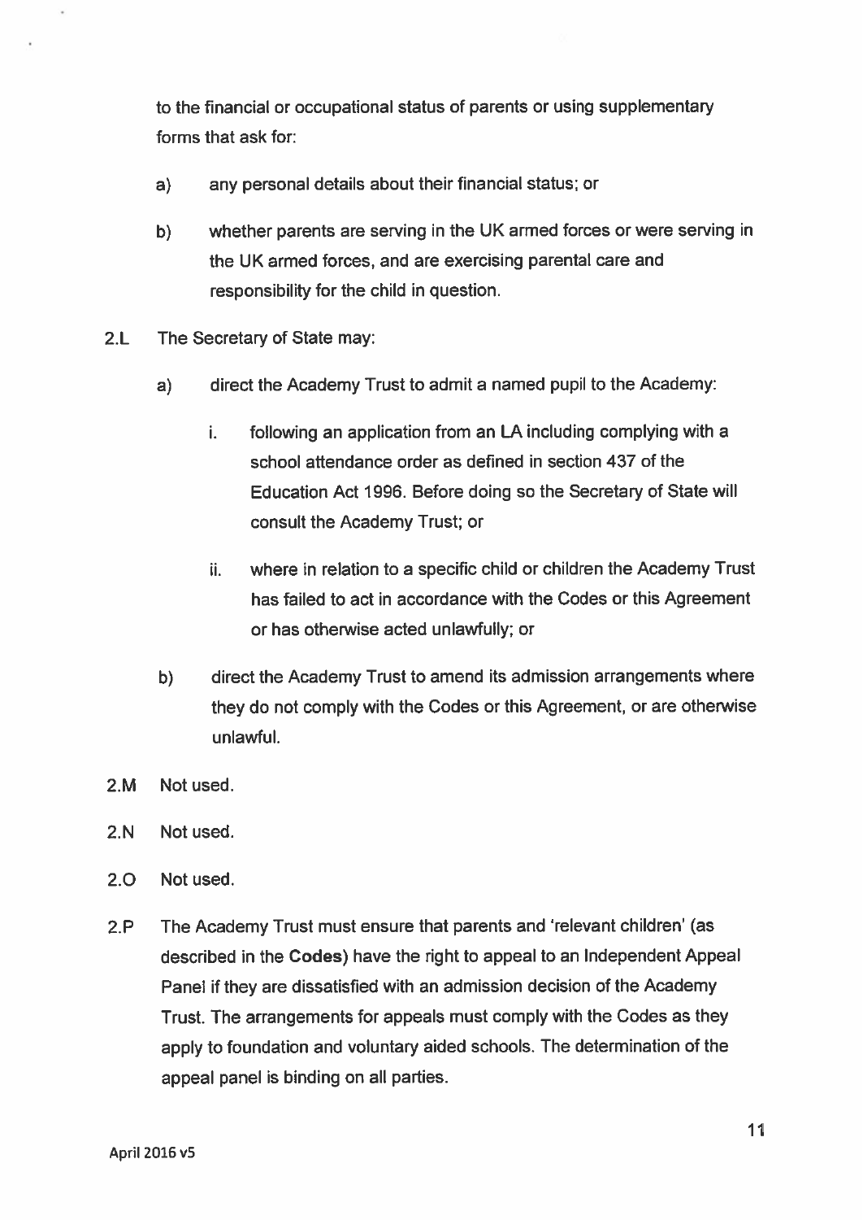to the financial or occupational status of parents or using supplementary forms that ask for:

a) any personal details about their financial status; or

b) whether parents are serving in the UK armed forces or were serving in the UK armed forces, and are exercising parental care and responsibility for the child in question.

2.L The Secretary of State may:

a) direct the Academy Trust to admit a named pupil to the Academy:

   i. following an application from an LA including complying with a school attendance order as defined in section 437 of the Education Act 1996. Before doing so the Secretary of State will consult the Academy Trust; or

   ii. where in relation to a specific child or children the Academy Trust has failed to act in accordance with the Codes or this Agreement or has otherwise acted unlawfully; or

b) direct the Academy Trust to amend its admission arrangements where they do not comply with the Codes or this Agreement, or are otherwise unlawful.

2.M Not used.

2.N Not used.

2.O Not used.

2.P The Academy Trust must ensure that parents and 'relevant children' (as described in the **Codes**) have the right to appeal to an Independent Appeal Panel if they are dissatisfied with an admission decision of the Academy Trust. The arrangements for appeals must comply with the Codes as they apply to foundation and voluntary aided schools. The determination of the appeal panel is binding on all parties.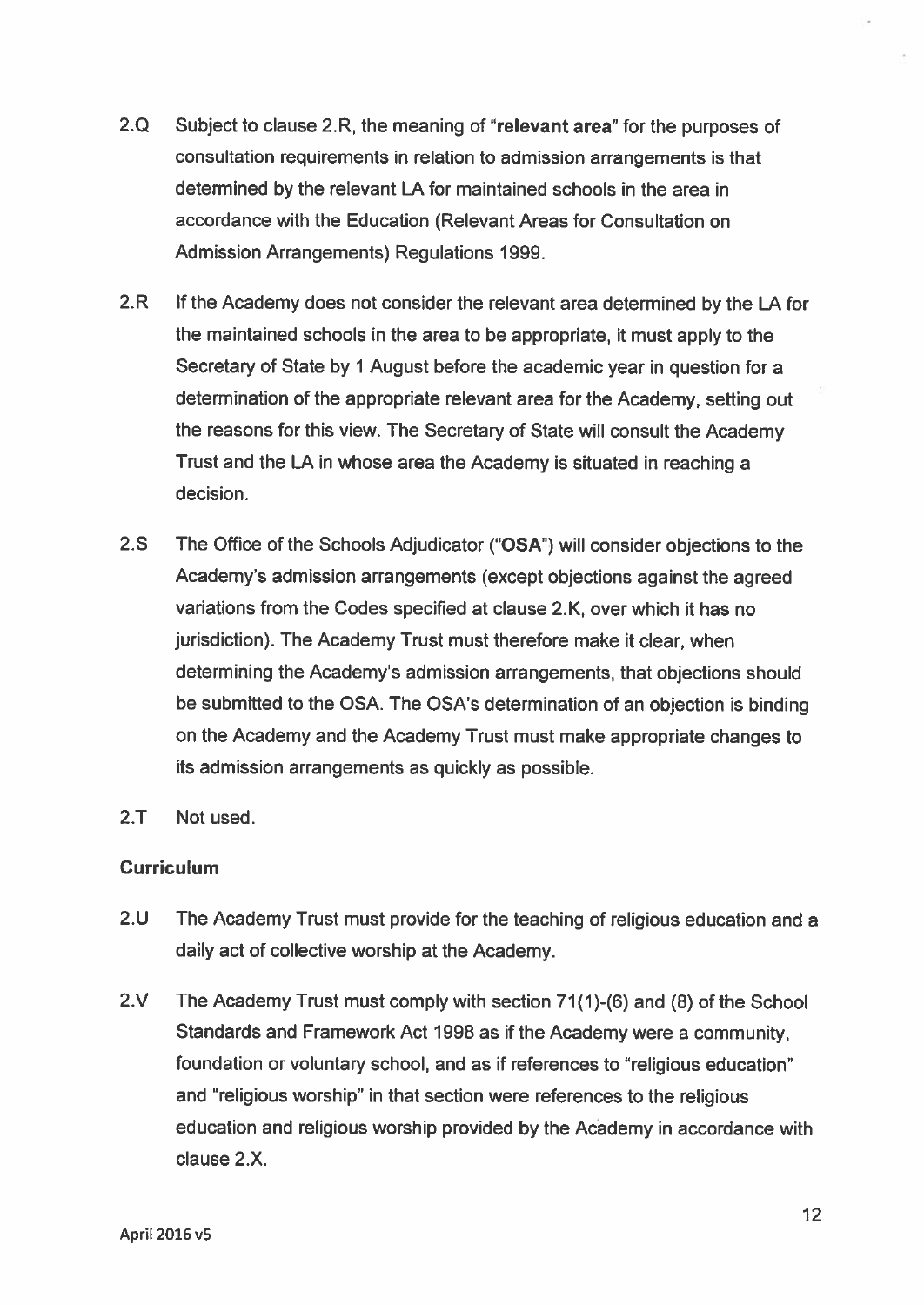2.Q Subject to clause 2.R, the meaning of "**relevant area**" for the purposes of consultation requirements in relation to admission arrangements is that determined by the relevant LA for maintained schools in the area in accordance with the Education (Relevant Areas for Consultation on Admission Arrangements) Regulations 1999.

2.R If the Academy does not consider the relevant area determined by the LA for the maintained schools in the area to be appropriate, it must apply to the Secretary of State by 1 August before the academic year in question for a determination of the appropriate relevant area for the Academy, setting out the reasons for this view. The Secretary of State will consult the Academy Trust and the LA in whose area the Academy is situated in reaching a decision.

2.S The Office of the Schools Adjudicator ("**OSA**") will consider objections to the Academy's admission arrangements (except objections against the agreed variations from the Codes specified at clause 2.K, over which it has no jurisdiction). The Academy Trust must therefore make it clear, when determining the Academy's admission arrangements, that objections should be submitted to the OSA. The OSA's determination of an objection is binding on the Academy and the Academy Trust must make appropriate changes to its admission arrangements as quickly as possible.

2.T Not used.

**Curriculum**

2.U The Academy Trust must provide for the teaching of religious education and a daily act of collective worship at the Academy.

2.V The Academy Trust must comply with section 71(1)-(6) and (8) of the School Standards and Framework Act 1998 as if the Academy were a community, foundation or voluntary school, and as if references to "religious education" and "religious worship" in that section were references to the religious education and religious worship provided by the Academy in accordance with clause 2.X.

April 2016 v5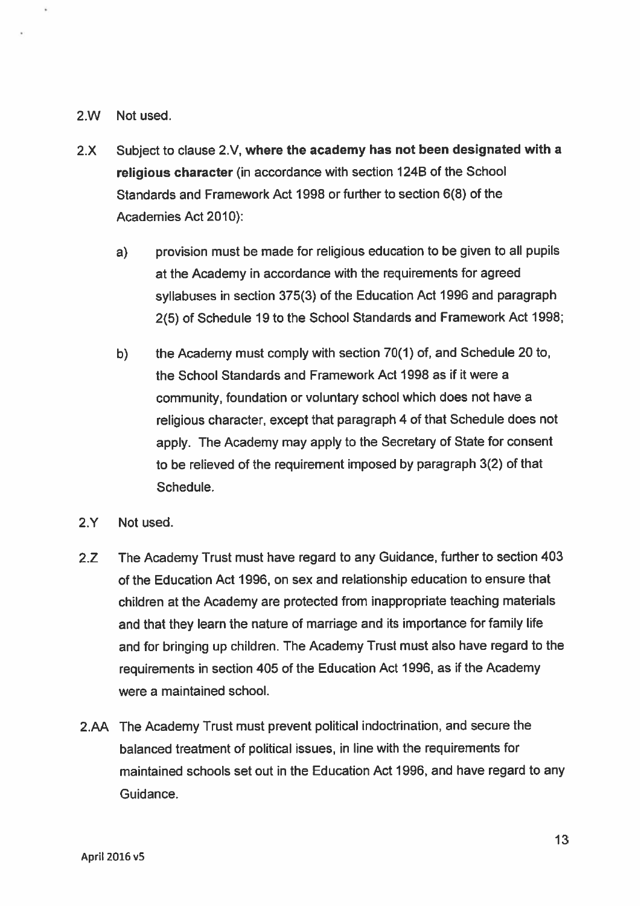2.W Not used.

2.X Subject to clause 2.V, **where the academy has not been designated with a religious character** (in accordance with section 124B of the School Standards and Framework Act 1998 or further to section 6(8) of the Academies Act 2010):

a) provision must be made for religious education to be given to all pupils at the Academy in accordance with the requirements for agreed syllabuses in section 375(3) of the Education Act 1996 and paragraph 2(5) of Schedule 19 to the School Standards and Framework Act 1998;

b) the Academy must comply with section 70(1) of, and Schedule 20 to, the School Standards and Framework Act 1998 as if it were a community, foundation or voluntary school which does not have a religious character, except that paragraph 4 of that Schedule does not apply. The Academy may apply to the Secretary of State for consent to be relieved of the requirement imposed by paragraph 3(2) of that Schedule.

2.Y Not used.

2.Z The Academy Trust must have regard to any Guidance, further to section 403 of the Education Act 1996, on sex and relationship education to ensure that children at the Academy are protected from inappropriate teaching materials and that they learn the nature of marriage and its importance for family life and for bringing up children. The Academy Trust must also have regard to the requirements in section 405 of the Education Act 1996, as if the Academy were a maintained school.

2.AA The Academy Trust must prevent political indoctrination, and secure the balanced treatment of political issues, in line with the requirements for maintained schools set out in the Education Act 1996, and have regard to any Guidance.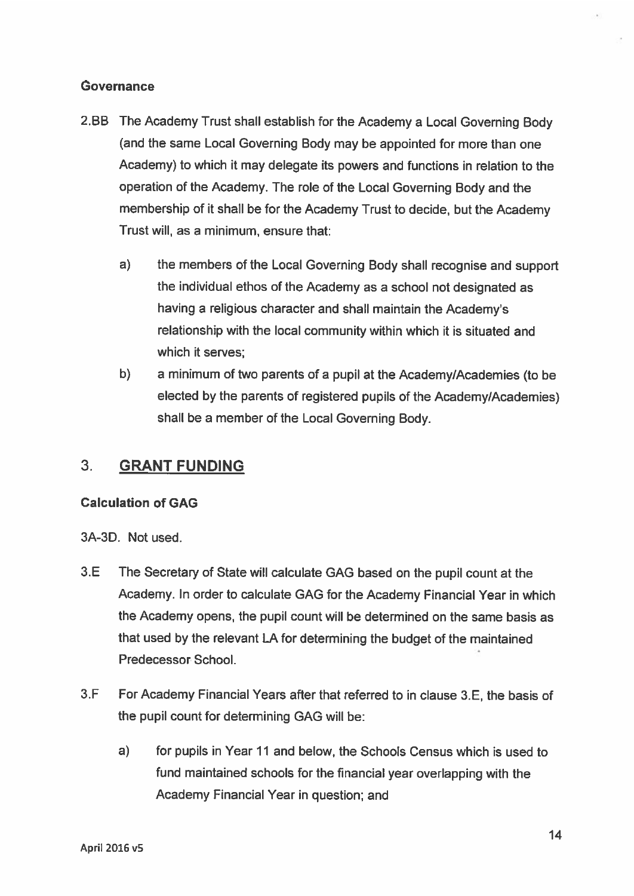**Governance**

2.BB The Academy Trust shall establish for the Academy a Local Governing Body (and the same Local Governing Body may be appointed for more than one Academy) to which it may delegate its powers and functions in relation to the operation of the Academy. The role of the Local Governing Body and the membership of it shall be for the Academy Trust to decide, but the Academy Trust will, as a minimum, ensure that:

a) the members of the Local Governing Body shall recognise and support the individual ethos of the Academy as a school not designated as having a religious character and shall maintain the Academy's relationship with the local community within which it is situated and which it serves;

b) a minimum of two parents of a pupil at the Academy/Academies (to be elected by the parents of registered pupils of the Academy/Academies) shall be a member of the Local Governing Body.

## 3. GRANT FUNDING

**Calculation of GAG**

3A-3D. Not used.

3.E The Secretary of State will calculate GAG based on the pupil count at the Academy. In order to calculate GAG for the Academy Financial Year in which the Academy opens, the pupil count will be determined on the same basis as that used by the relevant LA for determining the budget of the maintained Predecessor School.

3.F For Academy Financial Years after that referred to in clause 3.E, the basis of the pupil count for determining GAG will be:

a) for pupils in Year 11 and below, the Schools Census which is used to fund maintained schools for the financial year overlapping with the Academy Financial Year in question; and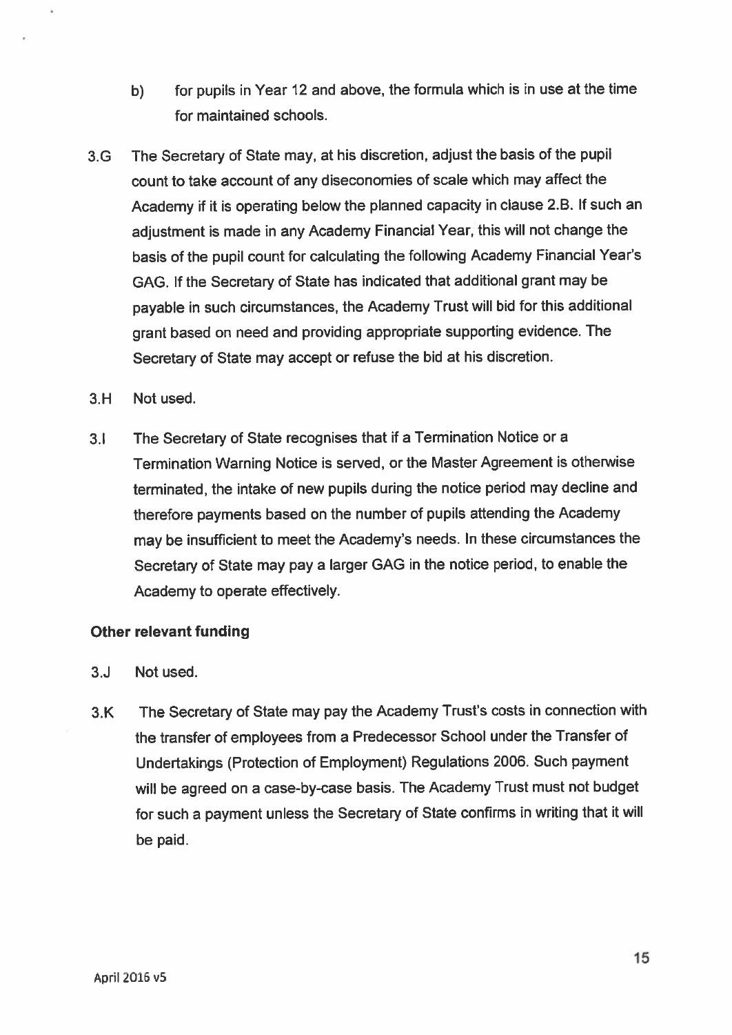b) for pupils in Year 12 and above, the formula which is in use at the time for maintained schools.

3.G The Secretary of State may, at his discretion, adjust the basis of the pupil count to take account of any diseconomies of scale which may affect the Academy if it is operating below the planned capacity in clause 2.B. If such an adjustment is made in any Academy Financial Year, this will not change the basis of the pupil count for calculating the following Academy Financial Year's GAG. If the Secretary of State has indicated that additional grant may be payable in such circumstances, the Academy Trust will bid for this additional grant based on need and providing appropriate supporting evidence. The Secretary of State may accept or refuse the bid at his discretion.

3.H Not used.

3.I The Secretary of State recognises that if a Termination Notice or a Termination Warning Notice is served, or the Master Agreement is otherwise terminated, the intake of new pupils during the notice period may decline and therefore payments based on the number of pupils attending the Academy may be insufficient to meet the Academy's needs. In these circumstances the Secretary of State may pay a larger GAG in the notice period, to enable the Academy to operate effectively.

**Other relevant funding**

3.J Not used.

3.K The Secretary of State may pay the Academy Trust's costs in connection with the transfer of employees from a Predecessor School under the Transfer of Undertakings (Protection of Employment) Regulations 2006. Such payment will be agreed on a case-by-case basis. The Academy Trust must not budget for such a payment unless the Secretary of State confirms in writing that it will be paid.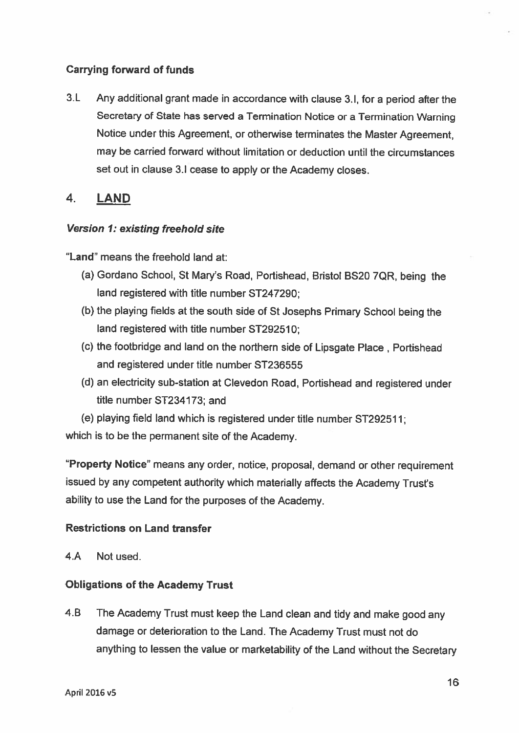### Carrying forward of funds

3.L Any additional grant made in accordance with clause 3.I, for a period after the Secretary of State has served a Termination Notice or a Termination Warning Notice under this Agreement, or otherwise terminates the Master Agreement, may be carried forward without limitation or deduction until the circumstances set out in clause 3.I cease to apply or the Academy closes.

## 4. LAND

***Version 1: existing freehold site***

"**Land**" means the freehold land at:

(a) Gordano School, St Mary's Road, Portishead, Bristol BS20 7QR, being the land registered with title number ST247290;

(b) the playing fields at the south side of St Josephs Primary School being the land registered with title number ST292510;

(c) the footbridge and land on the northern side of Lipsgate Place , Portishead and registered under title number ST236555

(d) an electricity sub-station at Clevedon Road, Portishead and registered under title number ST234173; and

(e) playing field land which is registered under title number ST292511;

which is to be the permanent site of the Academy.

"**Property Notice**" means any order, notice, proposal, demand or other requirement issued by any competent authority which materially affects the Academy Trust's ability to use the Land for the purposes of the Academy.

### Restrictions on Land transfer

4.A Not used.

### Obligations of the Academy Trust

4.B The Academy Trust must keep the Land clean and tidy and make good any damage or deterioration to the Land. The Academy Trust must not do anything to lessen the value or marketability of the Land without the Secretary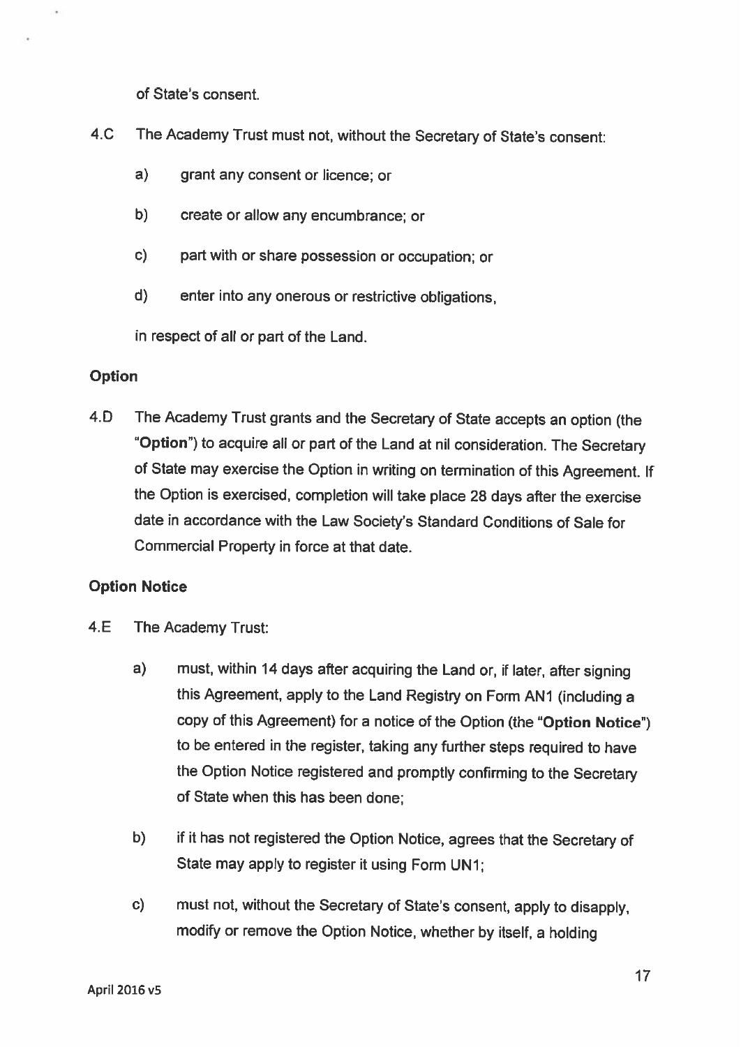of State's consent.

4.C The Academy Trust must not, without the Secretary of State's consent:

a) grant any consent or licence; or

b) create or allow any encumbrance; or

c) part with or share possession or occupation; or

d) enter into any onerous or restrictive obligations,

in respect of all or part of the Land.

**Option**

4.D The Academy Trust grants and the Secretary of State accepts an option (the "**Option**") to acquire all or part of the Land at nil consideration. The Secretary of State may exercise the Option in writing on termination of this Agreement. If the Option is exercised, completion will take place 28 days after the exercise date in accordance with the Law Society's Standard Conditions of Sale for Commercial Property in force at that date.

**Option Notice**

4.E The Academy Trust:

a) must, within 14 days after acquiring the Land or, if later, after signing this Agreement, apply to the Land Registry on Form AN1 (including a copy of this Agreement) for a notice of the Option (the "**Option Notice**") to be entered in the register, taking any further steps required to have the Option Notice registered and promptly confirming to the Secretary of State when this has been done;

b) if it has not registered the Option Notice, agrees that the Secretary of State may apply to register it using Form UN1;

c) must not, without the Secretary of State's consent, apply to disapply, modify or remove the Option Notice, whether by itself, a holding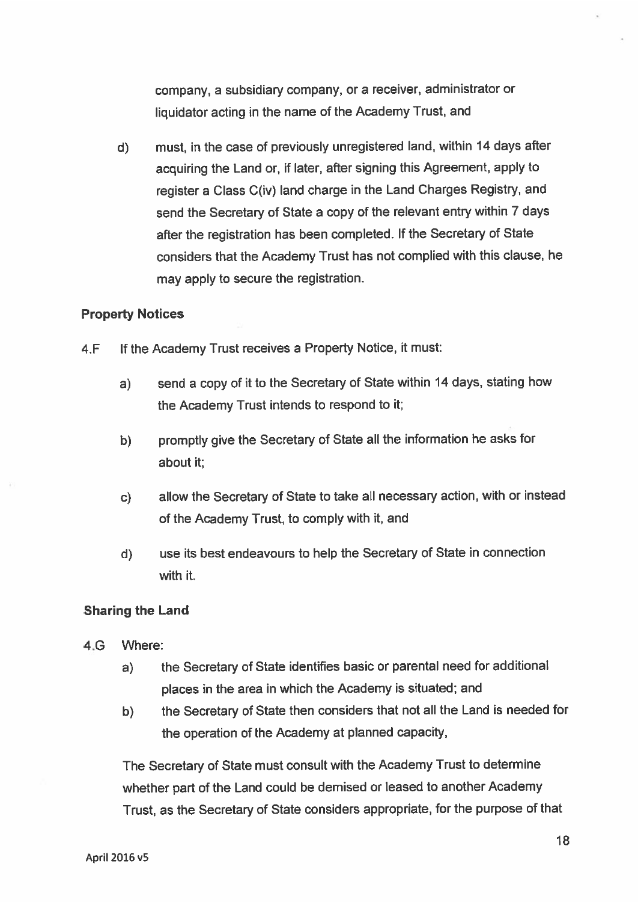company, a subsidiary company, or a receiver, administrator or liquidator acting in the name of the Academy Trust, and

d) must, in the case of previously unregistered land, within 14 days after acquiring the Land or, if later, after signing this Agreement, apply to register a Class C(iv) land charge in the Land Charges Registry, and send the Secretary of State a copy of the relevant entry within 7 days after the registration has been completed. If the Secretary of State considers that the Academy Trust has not complied with this clause, he may apply to secure the registration.

**Property Notices**

4.F If the Academy Trust receives a Property Notice, it must:

a) send a copy of it to the Secretary of State within 14 days, stating how the Academy Trust intends to respond to it;

b) promptly give the Secretary of State all the information he asks for about it;

c) allow the Secretary of State to take all necessary action, with or instead of the Academy Trust, to comply with it, and

d) use its best endeavours to help the Secretary of State in connection with it.

**Sharing the Land**

4.G Where:

a) the Secretary of State identifies basic or parental need for additional places in the area in which the Academy is situated; and

b) the Secretary of State then considers that not all the Land is needed for the operation of the Academy at planned capacity,

The Secretary of State must consult with the Academy Trust to determine whether part of the Land could be demised or leased to another Academy Trust, as the Secretary of State considers appropriate, for the purpose of that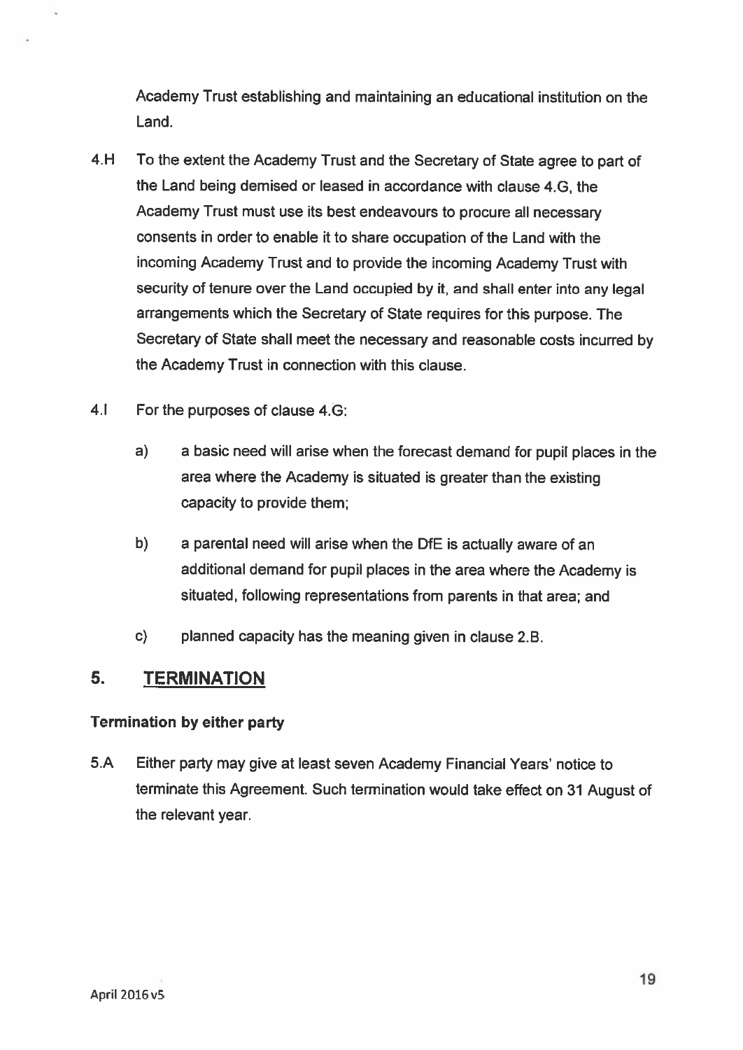Academy Trust establishing and maintaining an educational institution on the Land.

4.H To the extent the Academy Trust and the Secretary of State agree to part of the Land being demised or leased in accordance with clause 4.G, the Academy Trust must use its best endeavours to procure all necessary consents in order to enable it to share occupation of the Land with the incoming Academy Trust and to provide the incoming Academy Trust with security of tenure over the Land occupied by it, and shall enter into any legal arrangements which the Secretary of State requires for this purpose. The Secretary of State shall meet the necessary and reasonable costs incurred by the Academy Trust in connection with this clause.

4.I For the purposes of clause 4.G:

a) a basic need will arise when the forecast demand for pupil places in the area where the Academy is situated is greater than the existing capacity to provide them;

b) a parental need will arise when the DfE is actually aware of an additional demand for pupil places in the area where the Academy is situated, following representations from parents in that area; and

c) planned capacity has the meaning given in clause 2.B.

## 5. TERMINATION

**Termination by either party**

5.A Either party may give at least seven Academy Financial Years' notice to terminate this Agreement. Such termination would take effect on 31 August of the relevant year.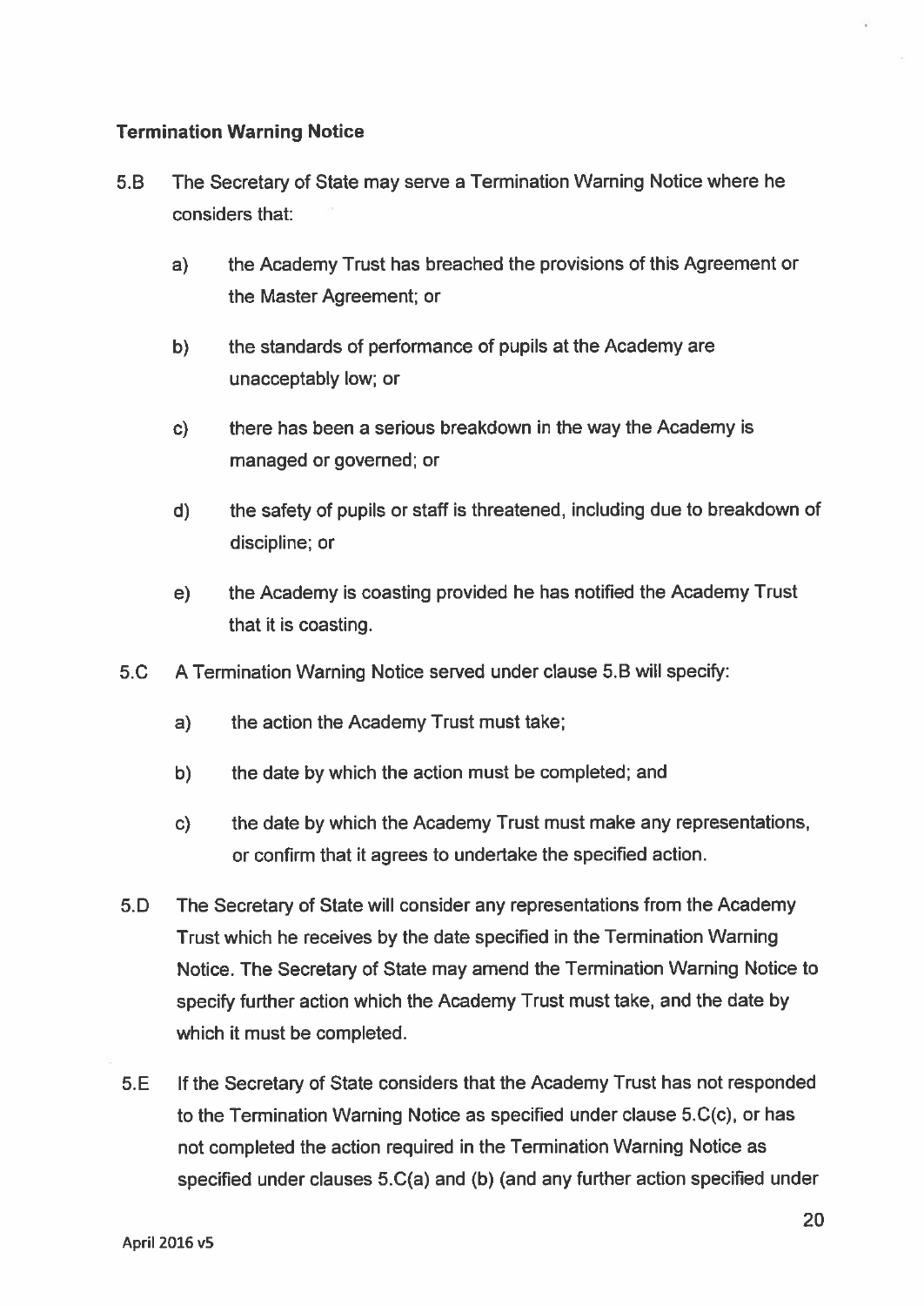**Termination Warning Notice**

5.B The Secretary of State may serve a Termination Warning Notice where he considers that:

  a) the Academy Trust has breached the provisions of this Agreement or the Master Agreement; or

  b) the standards of performance of pupils at the Academy are unacceptably low; or

  c) there has been a serious breakdown in the way the Academy is managed or governed; or

  d) the safety of pupils or staff is threatened, including due to breakdown of discipline; or

  e) the Academy is coasting provided he has notified the Academy Trust that it is coasting.

5.C A Termination Warning Notice served under clause 5.B will specify:

  a) the action the Academy Trust must take;

  b) the date by which the action must be completed; and

  c) the date by which the Academy Trust must make any representations, or confirm that it agrees to undertake the specified action.

5.D The Secretary of State will consider any representations from the Academy Trust which he receives by the date specified in the Termination Warning Notice. The Secretary of State may amend the Termination Warning Notice to specify further action which the Academy Trust must take, and the date by which it must be completed.

5.E If the Secretary of State considers that the Academy Trust has not responded to the Termination Warning Notice as specified under clause 5.C(c), or has not completed the action required in the Termination Warning Notice as specified under clauses 5.C(a) and (b) (and any further action specified under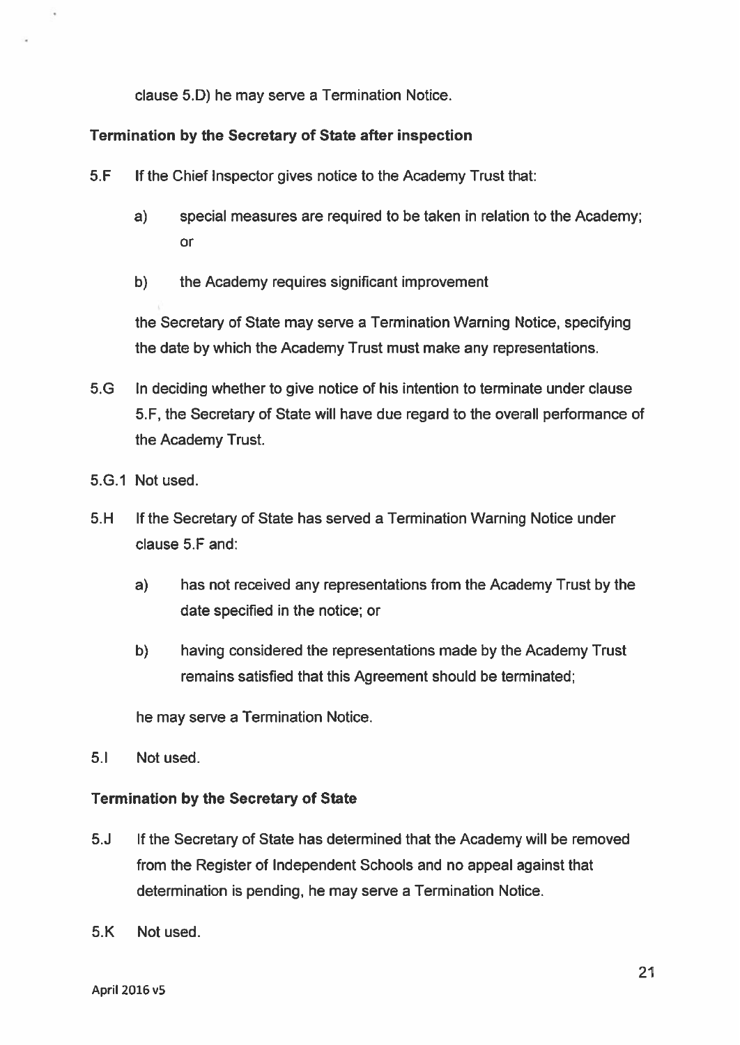clause 5.D) he may serve a Termination Notice.

**Termination by the Secretary of State after inspection**

5.F If the Chief Inspector gives notice to the Academy Trust that:

a) special measures are required to be taken in relation to the Academy; or

b) the Academy requires significant improvement

the Secretary of State may serve a Termination Warning Notice, specifying the date by which the Academy Trust must make any representations.

5.G In deciding whether to give notice of his intention to terminate under clause 5.F, the Secretary of State will have due regard to the overall performance of the Academy Trust.

5.G.1 Not used.

5.H If the Secretary of State has served a Termination Warning Notice under clause 5.F and:

a) has not received any representations from the Academy Trust by the date specified in the notice; or

b) having considered the representations made by the Academy Trust remains satisfied that this Agreement should be terminated;

he may serve a Termination Notice.

5.I Not used.

**Termination by the Secretary of State**

5.J If the Secretary of State has determined that the Academy will be removed from the Register of Independent Schools and no appeal against that determination is pending, he may serve a Termination Notice.

5.K Not used.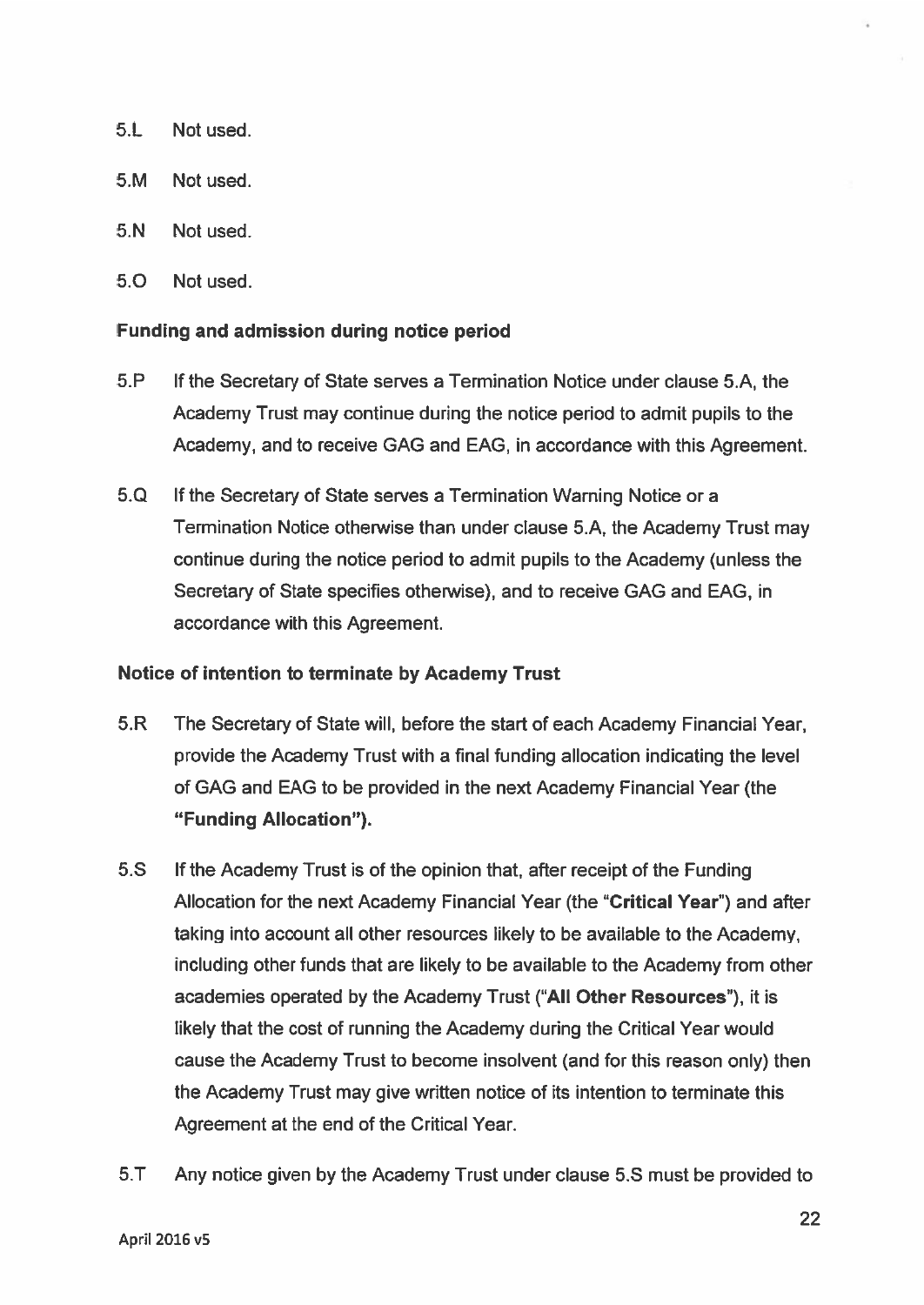5.L Not used.

5.M Not used.

5.N Not used.

5.O Not used.

**Funding and admission during notice period**

5.P If the Secretary of State serves a Termination Notice under clause 5.A, the Academy Trust may continue during the notice period to admit pupils to the Academy, and to receive GAG and EAG, in accordance with this Agreement.

5.Q If the Secretary of State serves a Termination Warning Notice or a Termination Notice otherwise than under clause 5.A, the Academy Trust may continue during the notice period to admit pupils to the Academy (unless the Secretary of State specifies otherwise), and to receive GAG and EAG, in accordance with this Agreement.

**Notice of intention to terminate by Academy Trust**

5.R The Secretary of State will, before the start of each Academy Financial Year, provide the Academy Trust with a final funding allocation indicating the level of GAG and EAG to be provided in the next Academy Financial Year (the **"Funding Allocation").**

5.S If the Academy Trust is of the opinion that, after receipt of the Funding Allocation for the next Academy Financial Year (the "**Critical Year**") and after taking into account all other resources likely to be available to the Academy, including other funds that are likely to be available to the Academy from other academies operated by the Academy Trust ("**All Other Resources**"), it is likely that the cost of running the Academy during the Critical Year would cause the Academy Trust to become insolvent (and for this reason only) then the Academy Trust may give written notice of its intention to terminate this Agreement at the end of the Critical Year.

5.T Any notice given by the Academy Trust under clause 5.S must be provided to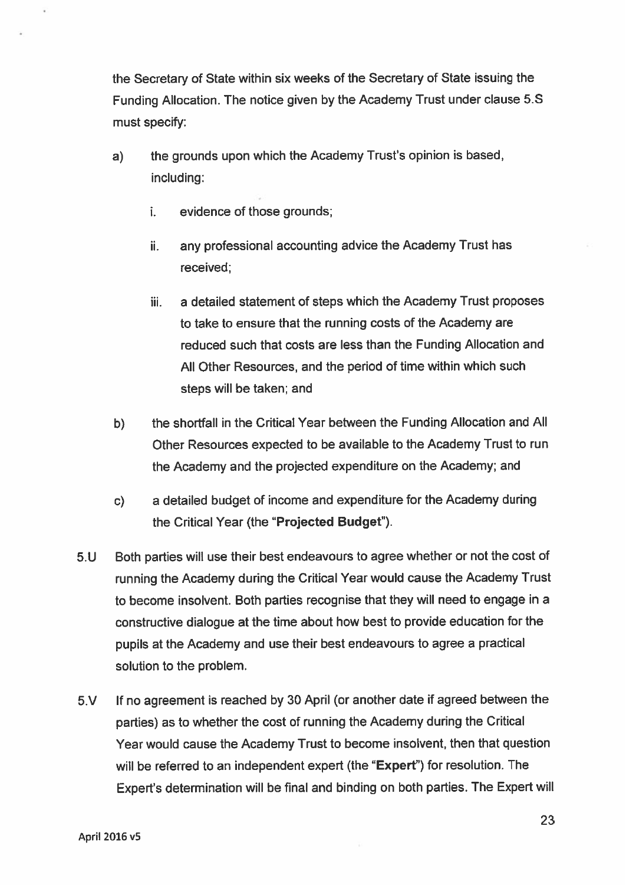the Secretary of State within six weeks of the Secretary of State issuing the Funding Allocation. The notice given by the Academy Trust under clause 5.S must specify:

a) the grounds upon which the Academy Trust's opinion is based, including:

   i. evidence of those grounds;

   ii. any professional accounting advice the Academy Trust has received;

   iii. a detailed statement of steps which the Academy Trust proposes to take to ensure that the running costs of the Academy are reduced such that costs are less than the Funding Allocation and All Other Resources, and the period of time within which such steps will be taken; and

b) the shortfall in the Critical Year between the Funding Allocation and All Other Resources expected to be available to the Academy Trust to run the Academy and the projected expenditure on the Academy; and

c) a detailed budget of income and expenditure for the Academy during the Critical Year (the "**Projected Budget**").

5.U Both parties will use their best endeavours to agree whether or not the cost of running the Academy during the Critical Year would cause the Academy Trust to become insolvent. Both parties recognise that they will need to engage in a constructive dialogue at the time about how best to provide education for the pupils at the Academy and use their best endeavours to agree a practical solution to the problem.

5.V If no agreement is reached by 30 April (or another date if agreed between the parties) as to whether the cost of running the Academy during the Critical Year would cause the Academy Trust to become insolvent, then that question will be referred to an independent expert (the "**Expert**") for resolution. The Expert's determination will be final and binding on both parties. The Expert will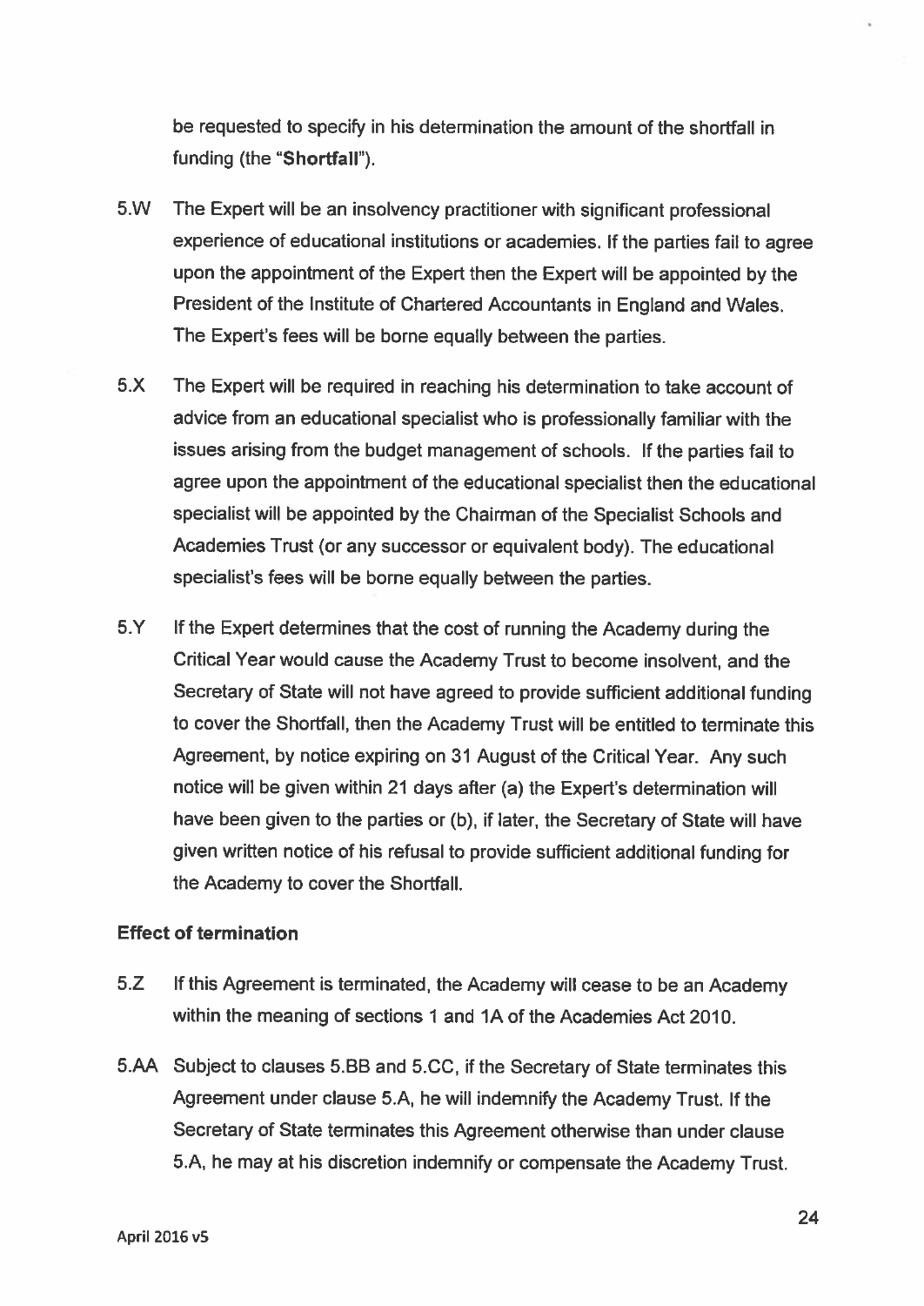be requested to specify in his determination the amount of the shortfall in funding (the "**Shortfall**").

5.W The Expert will be an insolvency practitioner with significant professional experience of educational institutions or academies. If the parties fail to agree upon the appointment of the Expert then the Expert will be appointed by the President of the Institute of Chartered Accountants in England and Wales. The Expert's fees will be borne equally between the parties.

5.X The Expert will be required in reaching his determination to take account of advice from an educational specialist who is professionally familiar with the issues arising from the budget management of schools. If the parties fail to agree upon the appointment of the educational specialist then the educational specialist will be appointed by the Chairman of the Specialist Schools and Academies Trust (or any successor or equivalent body). The educational specialist's fees will be borne equally between the parties.

5.Y If the Expert determines that the cost of running the Academy during the Critical Year would cause the Academy Trust to become insolvent, and the Secretary of State will not have agreed to provide sufficient additional funding to cover the Shortfall, then the Academy Trust will be entitled to terminate this Agreement, by notice expiring on 31 August of the Critical Year. Any such notice will be given within 21 days after (a) the Expert's determination will have been given to the parties or (b), if later, the Secretary of State will have given written notice of his refusal to provide sufficient additional funding for the Academy to cover the Shortfall.

**Effect of termination**

5.Z If this Agreement is terminated, the Academy will cease to be an Academy within the meaning of sections 1 and 1A of the Academies Act 2010.

5.AA Subject to clauses 5.BB and 5.CC, if the Secretary of State terminates this Agreement under clause 5.A, he will indemnify the Academy Trust. If the Secretary of State terminates this Agreement otherwise than under clause 5.A, he may at his discretion indemnify or compensate the Academy Trust.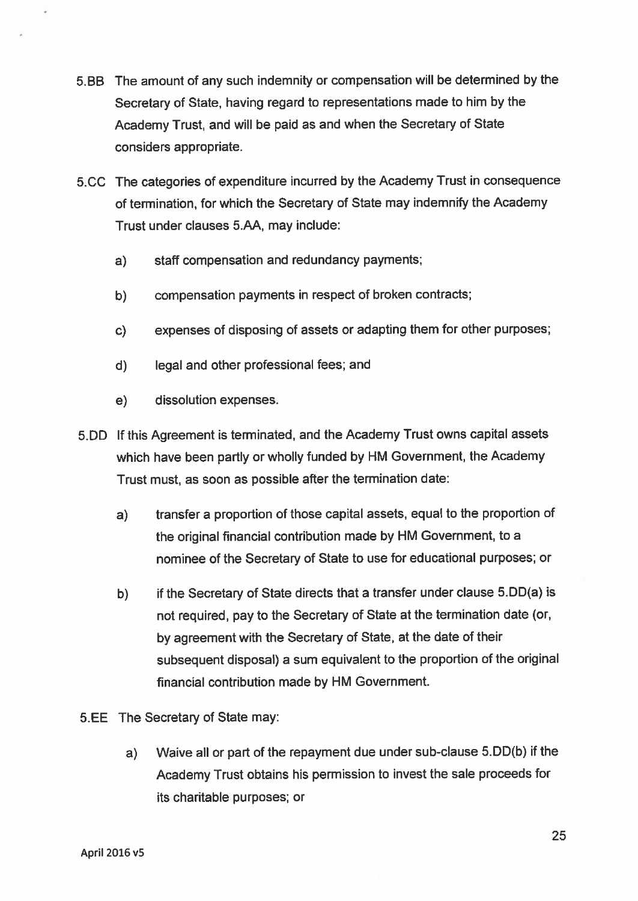5.BB The amount of any such indemnity or compensation will be determined by the Secretary of State, having regard to representations made to him by the Academy Trust, and will be paid as and when the Secretary of State considers appropriate.

5.CC The categories of expenditure incurred by the Academy Trust in consequence of termination, for which the Secretary of State may indemnify the Academy Trust under clauses 5.AA, may include:

a) staff compensation and redundancy payments;

b) compensation payments in respect of broken contracts;

c) expenses of disposing of assets or adapting them for other purposes;

d) legal and other professional fees; and

e) dissolution expenses.

5.DD If this Agreement is terminated, and the Academy Trust owns capital assets which have been partly or wholly funded by HM Government, the Academy Trust must, as soon as possible after the termination date:

a) transfer a proportion of those capital assets, equal to the proportion of the original financial contribution made by HM Government, to a nominee of the Secretary of State to use for educational purposes; or

b) if the Secretary of State directs that a transfer under clause 5.DD(a) is not required, pay to the Secretary of State at the termination date (or, by agreement with the Secretary of State, at the date of their subsequent disposal) a sum equivalent to the proportion of the original financial contribution made by HM Government.

5.EE The Secretary of State may:

a) Waive all or part of the repayment due under sub-clause 5.DD(b) if the Academy Trust obtains his permission to invest the sale proceeds for its charitable purposes; or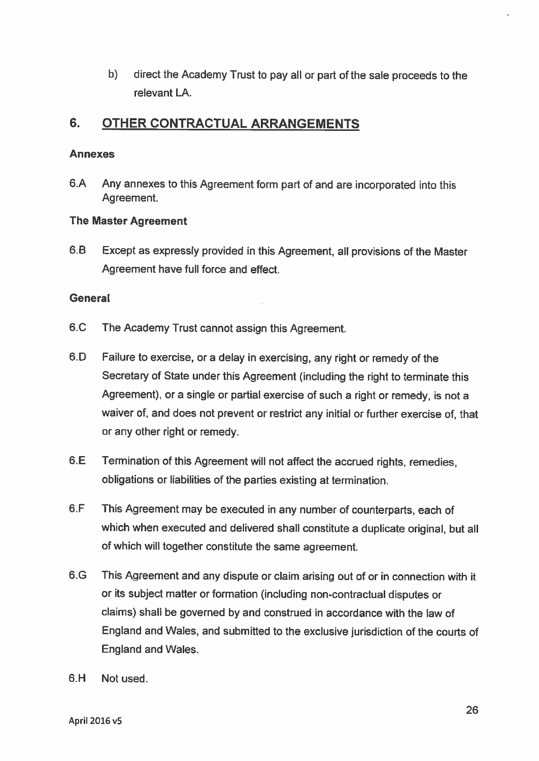b) direct the Academy Trust to pay all or part of the sale proceeds to the relevant LA.

## 6. OTHER CONTRACTUAL ARRANGEMENTS

### Annexes

6.A Any annexes to this Agreement form part of and are incorporated into this Agreement.

### The Master Agreement

6.B Except as expressly provided in this Agreement, all provisions of the Master Agreement have full force and effect.

### General

6.C The Academy Trust cannot assign this Agreement.

6.D Failure to exercise, or a delay in exercising, any right or remedy of the Secretary of State under this Agreement (including the right to terminate this Agreement), or a single or partial exercise of such a right or remedy, is not a waiver of, and does not prevent or restrict any initial or further exercise of, that or any other right or remedy.

6.E Termination of this Agreement will not affect the accrued rights, remedies, obligations or liabilities of the parties existing at termination.

6.F This Agreement may be executed in any number of counterparts, each of which when executed and delivered shall constitute a duplicate original, but all of which will together constitute the same agreement.

6.G This Agreement and any dispute or claim arising out of or in connection with it or its subject matter or formation (including non-contractual disputes or claims) shall be governed by and construed in accordance with the law of England and Wales, and submitted to the exclusive jurisdiction of the courts of England and Wales.

6.H Not used.

April 2016 v5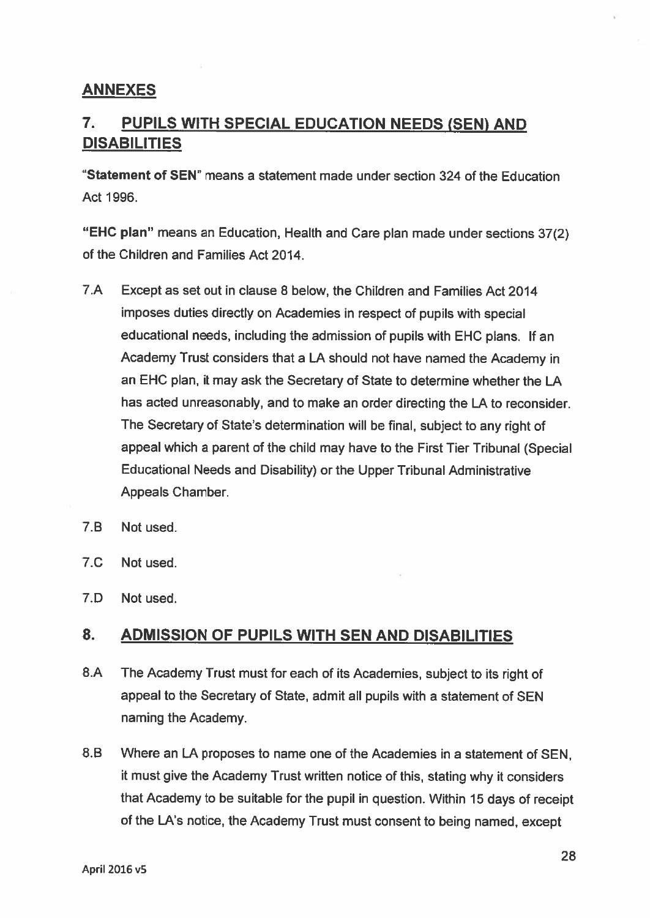## ANNEXES

## 7. PUPILS WITH SPECIAL EDUCATION NEEDS (SEN) AND DISABILITIES

"**Statement of SEN**" means a statement made under section 324 of the Education Act 1996.

"**EHC plan**" means an Education, Health and Care plan made under sections 37(2) of the Children and Families Act 2014.

7.A Except as set out in clause 8 below, the Children and Families Act 2014 imposes duties directly on Academies in respect of pupils with special educational needs, including the admission of pupils with EHC plans. If an Academy Trust considers that a LA should not have named the Academy in an EHC plan, it may ask the Secretary of State to determine whether the LA has acted unreasonably, and to make an order directing the LA to reconsider. The Secretary of State's determination will be final, subject to any right of appeal which a parent of the child may have to the First Tier Tribunal (Special Educational Needs and Disability) or the Upper Tribunal Administrative Appeals Chamber.

7.B Not used.

7.C Not used.

7.D Not used.

## 8. ADMISSION OF PUPILS WITH SEN AND DISABILITIES

8.A The Academy Trust must for each of its Academies, subject to its right of appeal to the Secretary of State, admit all pupils with a statement of SEN naming the Academy.

8.B Where an LA proposes to name one of the Academies in a statement of SEN, it must give the Academy Trust written notice of this, stating why it considers that Academy to be suitable for the pupil in question. Within 15 days of receipt of the LA's notice, the Academy Trust must consent to being named, except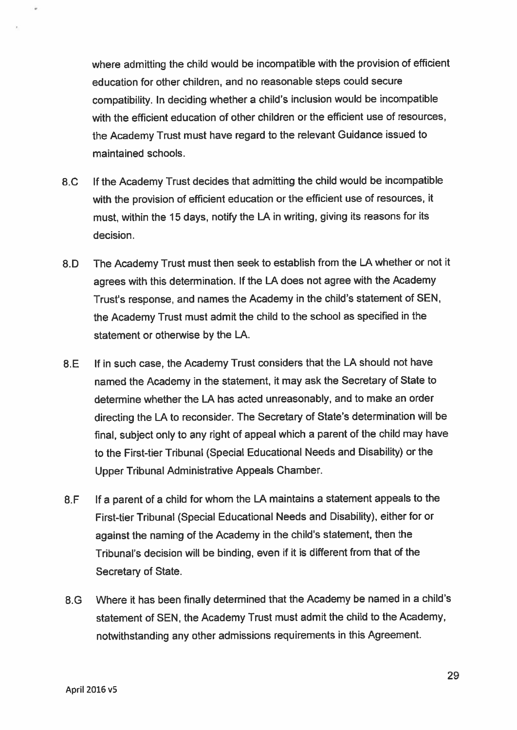where admitting the child would be incompatible with the provision of efficient education for other children, and no reasonable steps could secure compatibility. In deciding whether a child's inclusion would be incompatible with the efficient education of other children or the efficient use of resources, the Academy Trust must have regard to the relevant Guidance issued to maintained schools.

8.C If the Academy Trust decides that admitting the child would be incompatible with the provision of efficient education or the efficient use of resources, it must, within the 15 days, notify the LA in writing, giving its reasons for its decision.

8.D The Academy Trust must then seek to establish from the LA whether or not it agrees with this determination. If the LA does not agree with the Academy Trust's response, and names the Academy in the child's statement of SEN, the Academy Trust must admit the child to the school as specified in the statement or otherwise by the LA.

8.E If in such case, the Academy Trust considers that the LA should not have named the Academy in the statement, it may ask the Secretary of State to determine whether the LA has acted unreasonably, and to make an order directing the LA to reconsider. The Secretary of State's determination will be final, subject only to any right of appeal which a parent of the child may have to the First-tier Tribunal (Special Educational Needs and Disability) or the Upper Tribunal Administrative Appeals Chamber.

8.F If a parent of a child for whom the LA maintains a statement appeals to the First-tier Tribunal (Special Educational Needs and Disability), either for or against the naming of the Academy in the child's statement, then the Tribunal's decision will be binding, even if it is different from that of the Secretary of State.

8.G Where it has been finally determined that the Academy be named in a child's statement of SEN, the Academy Trust must admit the child to the Academy, notwithstanding any other admissions requirements in this Agreement.

April 2016 v5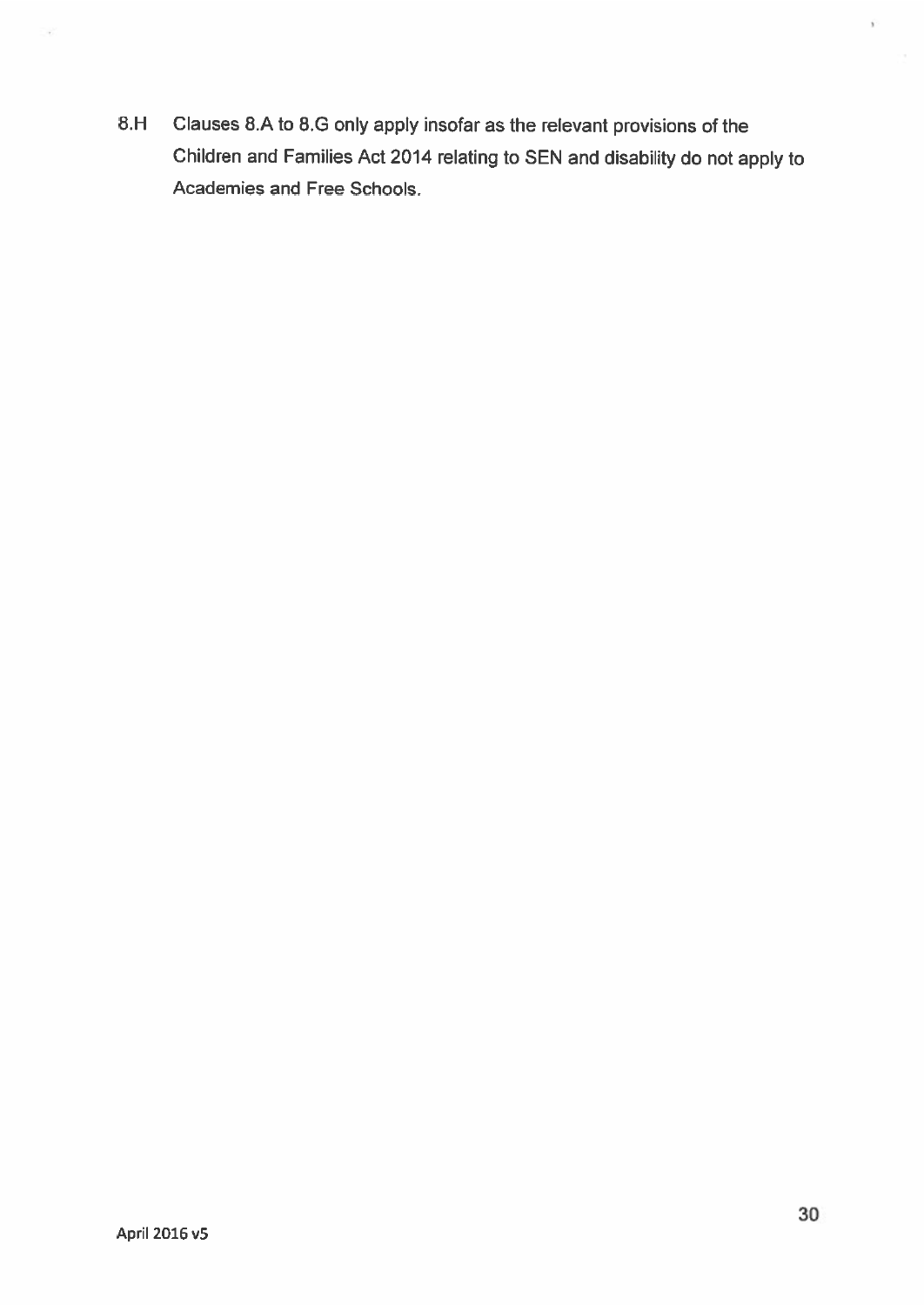8.H Clauses 8.A to 8.G only apply insofar as the relevant provisions of the Children and Families Act 2014 relating to SEN and disability do not apply to Academies and Free Schools.